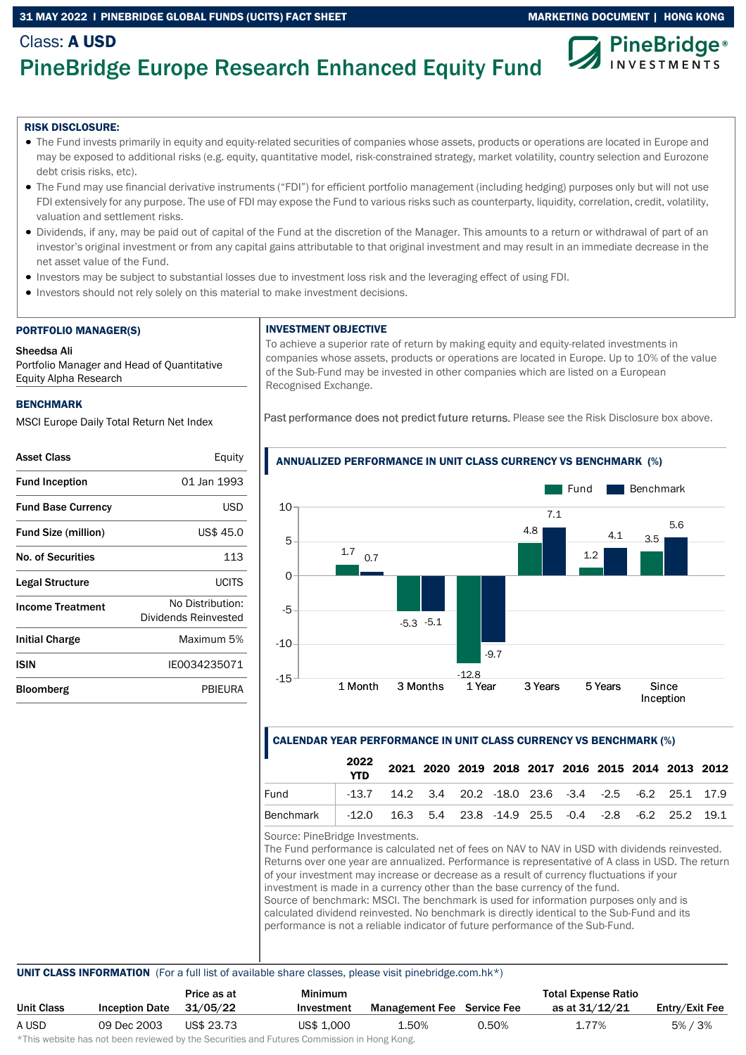Class: **A USD**

# PineBridge Europe Research Enhanced Equity Fund

**RISK DISCLOSURE:**

- The Fund invests primarily in equity and equity-related securities of companies whose assets, products or operations are located in Europe and may be exposed to additional risks (e.g. equity, quantitative model, risk-constrained strategy, market volatility, country selection and Eurozone debt crisis risks, etc).
- The Fund may use financial derivative instruments ("FDI") for efficient portfolio management (including hedging) purposes only but will not use FDI extensively for any purpose. The use of FDI may expose the Fund to various risks such as counterparty, liquidity, correlation, credit, volatility, valuation and settlement risks.
- Dividends, if any, may be paid out of capital of the Fund at the discretion of the Manager. This amounts to a return or withdrawal of part of an investor's original investment or from any capital gains attributable to that original investment and may result in an immediate decrease in the net asset value of the Fund.
- Investors may be subject to substantial losses due to investment loss risk and the leveraging effect of using FDI.
- Investors should not rely solely on this material to make investment decisions.

## PORTFOLIO MANAGER(S)

**Sheedsa Ali**
Portfolio Manager and Head of Quantitative Equity Alpha Research

## BENCHMARK

MSCI Europe Daily Total Return Net Index

| | |
|---|---|
| **Asset Class** | Equity |
| **Fund Inception** | 01 Jan 1993 |
| **Fund Base Currency** | USD |
| **Fund Size (million)** | US$ 45.0 |
| **No. of Securities** | 113 |
| **Legal Structure** | UCITS |
| **Income Treatment** | No Distribution: Dividends Reinvested |
| **Initial Charge** | Maximum 5% |
| **ISIN** | IE0034235071 |
| **Bloomberg** | PBIEURA |

## INVESTMENT OBJECTIVE

To achieve a superior rate of return by making equity and equity-related investments in companies whose assets, products or operations are located in Europe. Up to 10% of the value of the Sub-Fund may be invested in other companies which are listed on a European Recognised Exchange.

Past performance does not predict future returns. Please see the Risk Disclosure box above.

## ANNUALIZED PERFORMANCE IN UNIT CLASS CURRENCY VS BENCHMARK (%)

| | 1 Month | 3 Months | 1 Year | 3 Years | 5 Years | Since Inception |
|---|---|---|---|---|---|---|
| Fund | 1.7 | -5.3 | -12.8 | 4.8 | 1.2 | 3.5 |
| Benchmark | 0.7 | -5.1 | -9.7 | 7.1 | 4.1 | 5.6 |

## CALENDAR YEAR PERFORMANCE IN UNIT CLASS CURRENCY VS BENCHMARK (%)

| | 2022 YTD | 2021 | 2020 | 2019 | 2018 | 2017 | 2016 | 2015 | 2014 | 2013 | 2012 |
|---|---|---|---|---|---|---|---|---|---|---|---|
| Fund | -13.7 | 14.2 | 3.4 | 20.2 | -18.0 | 23.6 | -3.4 | -2.5 | -6.2 | 25.1 | 17.9 |
| Benchmark | -12.0 | 16.3 | 5.4 | 23.8 | -14.9 | 25.5 | -0.4 | -2.8 | -6.2 | 25.2 | 19.1 |

Source: PineBridge Investments.
The Fund performance is calculated net of fees on NAV to NAV in USD with dividends reinvested. Returns over one year are annualized. Performance is representative of A class in USD. The return of your investment may increase or decrease as a result of currency fluctuations if your investment is made in a currency other than the base currency of the fund.
Source of benchmark: MSCI. The benchmark is used for information purposes only and is calculated dividend reinvested. No benchmark is directly identical to the Sub-Fund and its performance is not a reliable indicator of future performance of the Sub-Fund.

## UNIT CLASS INFORMATION (For a full list of available share classes, please visit pinebridge.com.hk*)

| Unit Class | Inception Date | Price as at 31/05/22 | Minimum Investment | Management Fee | Service Fee | Total Expense Ratio as at 31/12/21 | Entry/Exit Fee |
|---|---|---|---|---|---|---|---|
| A USD | 09 Dec 2003 | US$ 23.73 | US$ 1,000 | 1.50% | 0.50% | 1.77% | 5% / 3% |

*This website has not been reviewed by the Securities and Futures Commission in Hong Kong.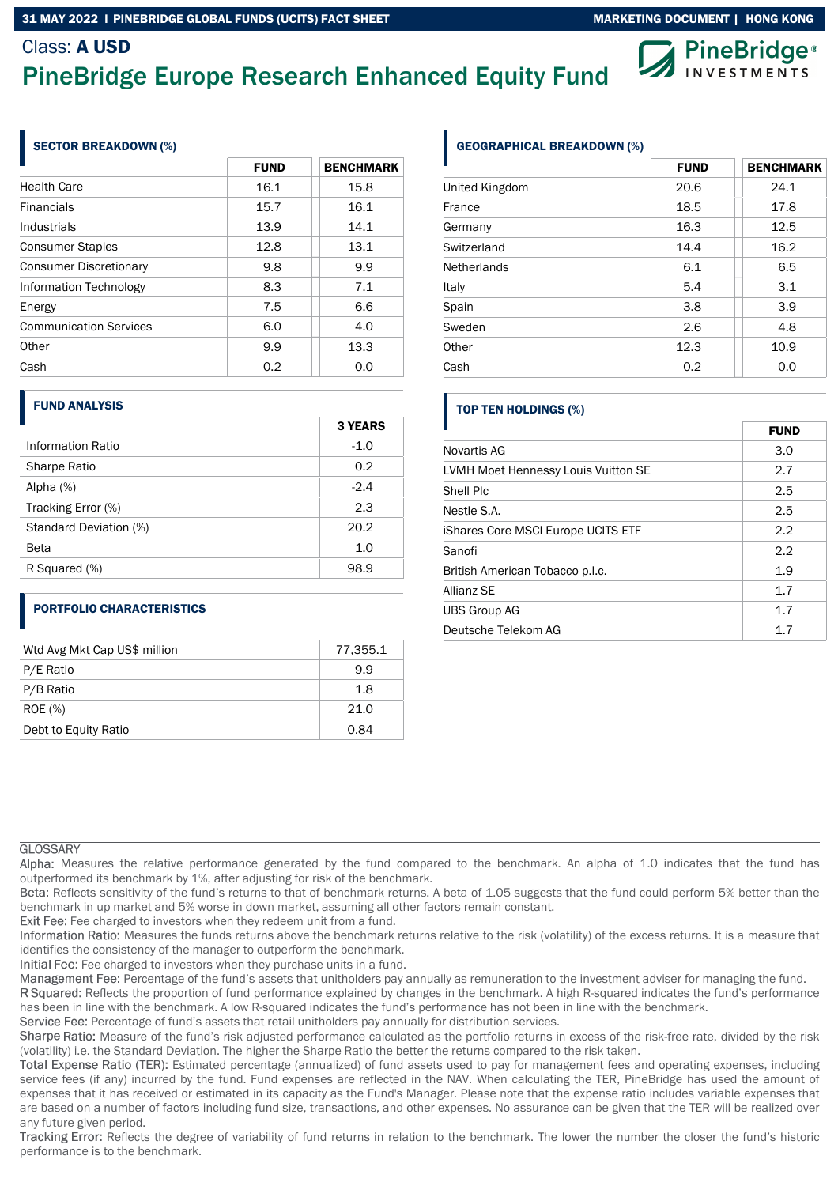Class: **A USD**

# PineBridge Europe Research Enhanced Equity Fund

## SECTOR BREAKDOWN (%)

| | FUND | BENCHMARK |
|---|---|---|
| Health Care | 16.1 | 15.8 |
| Financials | 15.7 | 16.1 |
| Industrials | 13.9 | 14.1 |
| Consumer Staples | 12.8 | 13.1 |
| Consumer Discretionary | 9.8 | 9.9 |
| Information Technology | 8.3 | 7.1 |
| Energy | 7.5 | 6.6 |
| Communication Services | 6.0 | 4.0 |
| Other | 9.9 | 13.3 |
| Cash | 0.2 | 0.0 |

## FUND ANALYSIS

| | 3 YEARS |
|---|---|
| Information Ratio | -1.0 |
| Sharpe Ratio | 0.2 |
| Alpha (%) | -2.4 |
| Tracking Error (%) | 2.3 |
| Standard Deviation (%) | 20.2 |
| Beta | 1.0 |
| R Squared (%) | 98.9 |

## PORTFOLIO CHARACTERISTICS

| | |
|---|---|
| Wtd Avg Mkt Cap US$ million | 77,355.1 |
| P/E Ratio | 9.9 |
| P/B Ratio | 1.8 |
| ROE (%) | 21.0 |
| Debt to Equity Ratio | 0.84 |

## GEOGRAPHICAL BREAKDOWN (%)

| | FUND | BENCHMARK |
|---|---|---|
| United Kingdom | 20.6 | 24.1 |
| France | 18.5 | 17.8 |
| Germany | 16.3 | 12.5 |
| Switzerland | 14.4 | 16.2 |
| Netherlands | 6.1 | 6.5 |
| Italy | 5.4 | 3.1 |
| Spain | 3.8 | 3.9 |
| Sweden | 2.6 | 4.8 |
| Other | 12.3 | 10.9 |
| Cash | 0.2 | 0.0 |

## TOP TEN HOLDINGS (%)

| | FUND |
|---|---|
| Novartis AG | 3.0 |
| LVMH Moet Hennessy Louis Vuitton SE | 2.7 |
| Shell Plc | 2.5 |
| Nestle S.A. | 2.5 |
| iShares Core MSCI Europe UCITS ETF | 2.2 |
| Sanofi | 2.2 |
| British American Tobacco p.l.c. | 1.9 |
| Allianz SE | 1.7 |
| UBS Group AG | 1.7 |
| Deutsche Telekom AG | 1.7 |

GLOSSARY

Alpha: Measures the relative performance generated by the fund compared to the benchmark. An alpha of 1.0 indicates that the fund has outperformed its benchmark by 1%, after adjusting for risk of the benchmark.

Beta: Reflects sensitivity of the fund's returns to that of benchmark returns. A beta of 1.05 suggests that the fund could perform 5% better than the benchmark in up market and 5% worse in down market, assuming all other factors remain constant.

Exit Fee: Fee charged to investors when they redeem unit from a fund.

Information Ratio: Measures the funds returns above the benchmark returns relative to the risk (volatility) of the excess returns. It is a measure that identifies the consistency of the manager to outperform the benchmark.

Initial Fee: Fee charged to investors when they purchase units in a fund.

Management Fee: Percentage of the fund's assets that unitholders pay annually as remuneration to the investment adviser for managing the fund.

R Squared: Reflects the proportion of fund performance explained by changes in the benchmark. A high R-squared indicates the fund's performance has been in line with the benchmark. A low R-squared indicates the fund's performance has not been in line with the benchmark.

Service Fee: Percentage of fund's assets that retail unitholders pay annually for distribution services.

Sharpe Ratio: Measure of the fund's risk adjusted performance calculated as the portfolio returns in excess of the risk-free rate, divided by the risk (volatility) i.e. the Standard Deviation. The higher the Sharpe Ratio the better the returns compared to the risk taken.

Total Expense Ratio (TER): Estimated percentage (annualized) of fund assets used to pay for management fees and operating expenses, including service fees (if any) incurred by the fund. Fund expenses are reflected in the NAV. When calculating the TER, PineBridge has used the amount of expenses that it has received or estimated in its capacity as the Fund's Manager. Please note that the expense ratio includes variable expenses that are based on a number of factors including fund size, transactions, and other expenses. No assurance can be given that the TER will be realized over any future given period.

Tracking Error: Reflects the degree of variability of fund returns in relation to the benchmark. The lower the number the closer the fund's historic performance is to the benchmark.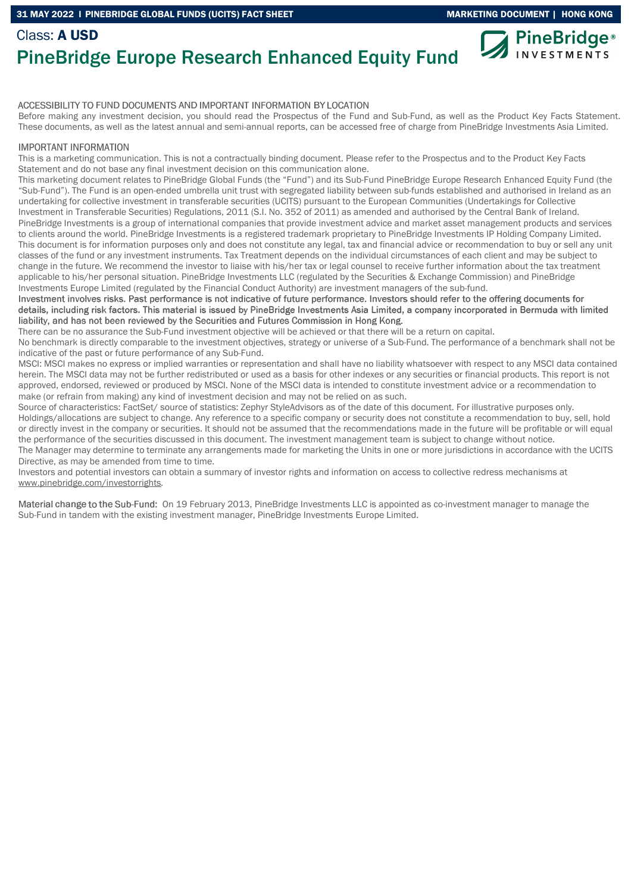Class: **A USD**

# PineBridge Europe Research Enhanced Equity Fund

ACCESSIBILITY TO FUND DOCUMENTS AND IMPORTANT INFORMATION BY LOCATION

Before making any investment decision, you should read the Prospectus of the Fund and Sub-Fund, as well as the Product Key Facts Statement. These documents, as well as the latest annual and semi-annual reports, can be accessed free of charge from PineBridge Investments Asia Limited.

IMPORTANT INFORMATION

This is a marketing communication. This is not a contractually binding document. Please refer to the Prospectus and to the Product Key Facts Statement and do not base any final investment decision on this communication alone.

This marketing document relates to PineBridge Global Funds (the "Fund") and its Sub-Fund PineBridge Europe Research Enhanced Equity Fund (the "Sub-Fund"). The Fund is an open-ended umbrella unit trust with segregated liability between sub-funds established and authorised in Ireland as an undertaking for collective investment in transferable securities (UCITS) pursuant to the European Communities (Undertakings for Collective Investment in Transferable Securities) Regulations, 2011 (S.I. No. 352 of 2011) as amended and authorised by the Central Bank of Ireland.

PineBridge Investments is a group of international companies that provide investment advice and market asset management products and services to clients around the world. PineBridge Investments is a registered trademark proprietary to PineBridge Investments IP Holding Company Limited.

This document is for information purposes only and does not constitute any legal, tax and financial advice or recommendation to buy or sell any unit classes of the fund or any investment instruments. Tax Treatment depends on the individual circumstances of each client and may be subject to change in the future. We recommend the investor to liaise with his/her tax or legal counsel to receive further information about the tax treatment applicable to his/her personal situation. PineBridge Investments LLC (regulated by the Securities & Exchange Commission) and PineBridge Investments Europe Limited (regulated by the Financial Conduct Authority) are investment managers of the sub-fund.

Investment involves risks. Past performance is not indicative of future performance. Investors should refer to the offering documents for details, including risk factors. This material is issued by PineBridge Investments Asia Limited, a company incorporated in Bermuda with limited liability, and has not been reviewed by the Securities and Futures Commission in Hong Kong.

There can be no assurance the Sub-Fund investment objective will be achieved or that there will be a return on capital.

No benchmark is directly comparable to the investment objectives, strategy or universe of a Sub-Fund. The performance of a benchmark shall not be indicative of the past or future performance of any Sub-Fund.

MSCI: MSCI makes no express or implied warranties or representation and shall have no liability whatsoever with respect to any MSCI data contained herein. The MSCI data may not be further redistributed or used as a basis for other indexes or any securities or financial products. This report is not approved, endorsed, reviewed or produced by MSCI. None of the MSCI data is intended to constitute investment advice or a recommendation to make (or refrain from making) any kind of investment decision and may not be relied on as such.

Source of characteristics: FactSet/ source of statistics: Zephyr StyleAdvisors as of the date of this document. For illustrative purposes only. Holdings/allocations are subject to change. Any reference to a specific company or security does not constitute a recommendation to buy, sell, hold or directly invest in the company or securities. It should not be assumed that the recommendations made in the future will be profitable or will equal the performance of the securities discussed in this document. The investment management team is subject to change without notice.

The Manager may determine to terminate any arrangements made for marketing the Units in one or more jurisdictions in accordance with the UCITS Directive, as may be amended from time to time.

Investors and potential investors can obtain a summary of investor rights and information on access to collective redress mechanisms at www.pinebridge.com/investorrights.

Material change to the Sub-Fund: On 19 February 2013, PineBridge Investments LLC is appointed as co-investment manager to manage the Sub-Fund in tandem with the existing investment manager, PineBridge Investments Europe Limited.